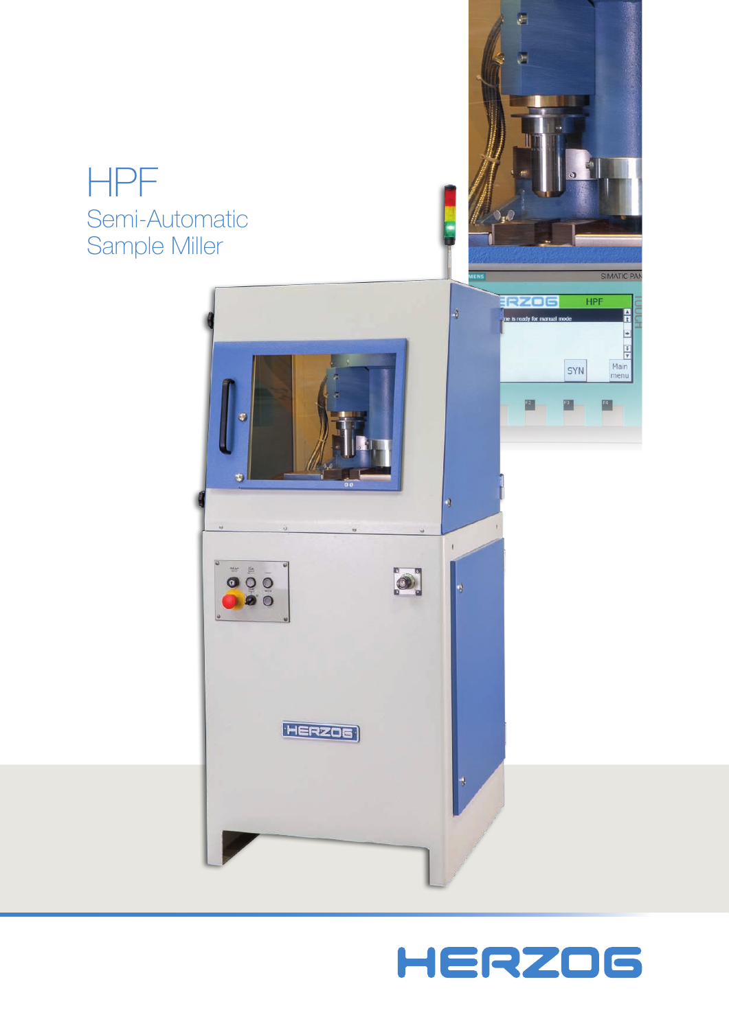# HPF

## Semi-Automatic Sample Miller

HERZOG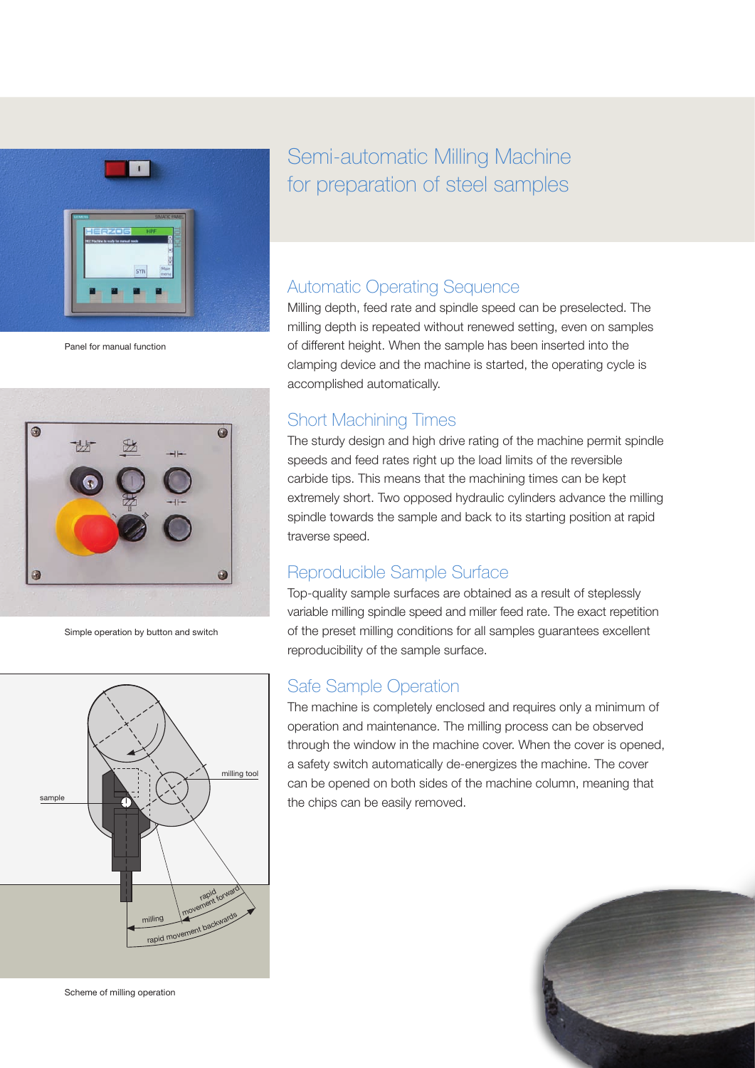# Semi-automatic Milling Machine for preparation of steel samples

## Automatic Operating Sequence

Milling depth, feed rate and spindle speed can be preselected. The milling depth is repeated without renewed setting, even on samples of different height. When the sample has been inserted into the clamping device and the machine is started, the operating cycle is accomplished automatically.

## Short Machining Times

The sturdy design and high drive rating of the machine permit spindle speeds and feed rates right up the load limits of the reversible carbide tips. This means that the machining times can be kept extremely short. Two opposed hydraulic cylinders advance the milling spindle towards the sample and back to its starting position at rapid traverse speed.

## Reproducible Sample Surface

Top-quality sample surfaces are obtained as a result of steplessly variable milling spindle speed and miller feed rate. The exact repetition of the preset milling conditions for all samples guarantees excellent reproducibility of the sample surface.

## Safe Sample Operation

The machine is completely enclosed and requires only a minimum of operation and maintenance. The milling process can be observed through the window in the machine cover. When the cover is opened, a safety switch automatically de-energizes the machine. The cover can be opened on both sides of the machine column, meaning that the chips can be easily removed.

Panel for manual function

Simple operation by button and switch

Scheme of milling operation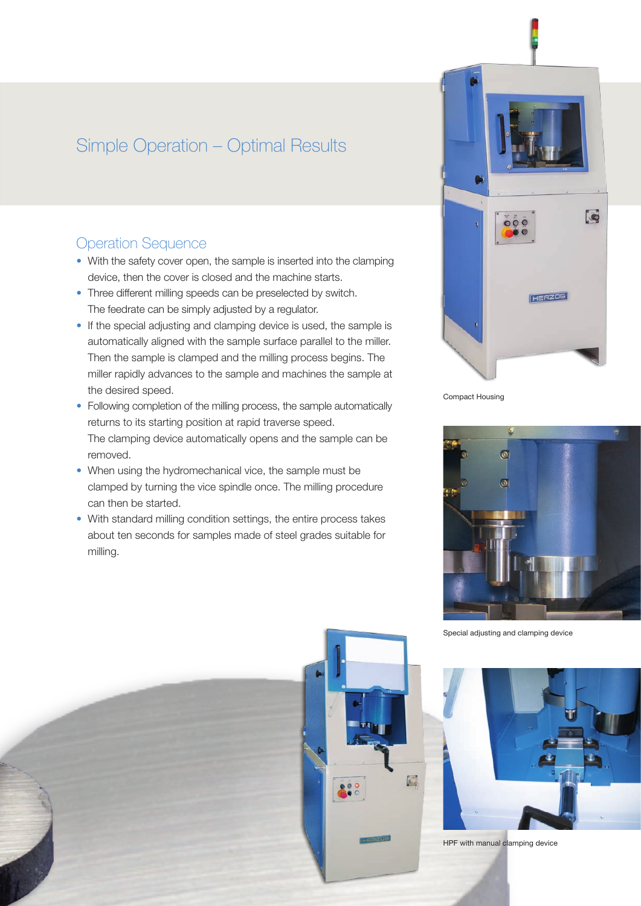# Simple Operation – Optimal Results

## Operation Sequence

- With the safety cover open, the sample is inserted into the clamping device, then the cover is closed and the machine starts.
- Three different milling speeds can be preselected by switch. The feedrate can be simply adjusted by a regulator.
- If the special adjusting and clamping device is used, the sample is automatically aligned with the sample surface parallel to the miller. Then the sample is clamped and the milling process begins. The miller rapidly advances to the sample and machines the sample at the desired speed.
- Following completion of the milling process, the sample automatically returns to its starting position at rapid traverse speed. The clamping device automatically opens and the sample can be removed.
- When using the hydromechanical vice, the sample must be clamped by turning the vice spindle once. The milling procedure can then be started.
- With standard milling condition settings, the entire process takes about ten seconds for samples made of steel grades suitable for milling.

Compact Housing

Special adjusting and clamping device

HPF with manual clamping device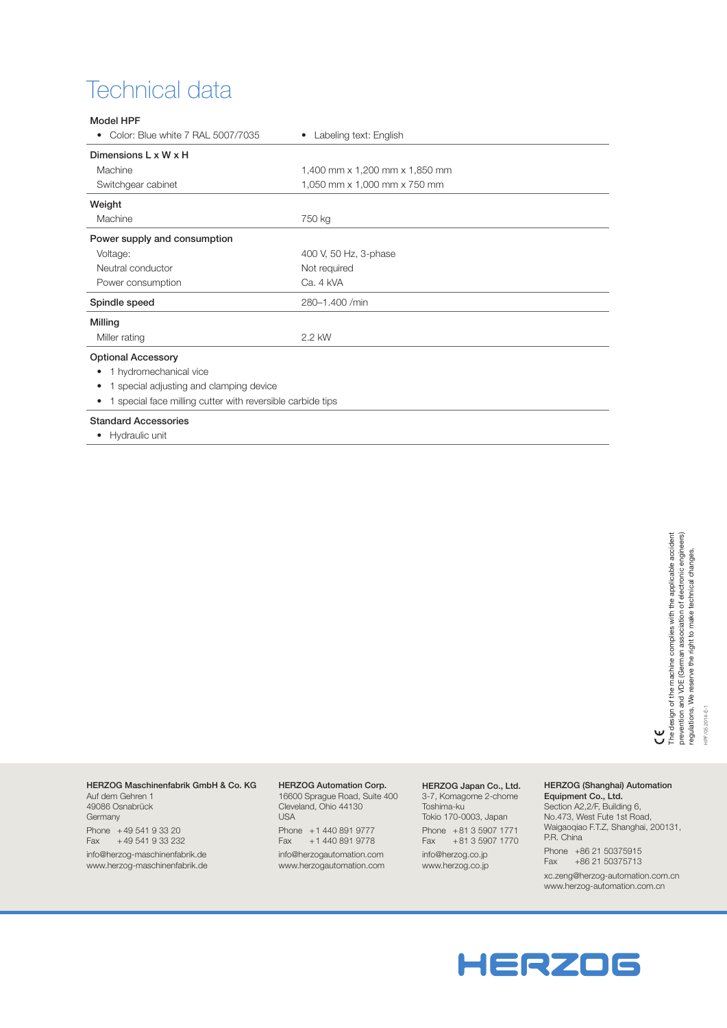# Technical data

| | |
|---|---|
| **Model HPF** | |
| • Color: Blue white 7 RAL 5007/7035 | • Labeling text: English |
| **Dimensions L x W x H** | |
| Machine | 1,400 mm x 1,200 mm x 1,850 mm |
| Switchgear cabinet | 1,050 mm x 1,000 mm x 750 mm |
| **Weight** | |
| Machine | 750 kg |
| **Power supply and consumption** | |
| Voltage: | 400 V, 50 Hz, 3-phase |
| Neutral conductor | Not required |
| Power consumption | Ca. 4 kVA |
| **Spindle speed** | 280–1.400 /min |
| **Milling** | |
| Miller rating | 2.2 kW |
| **Optional Accessory** | |
| • 1 hydromechanical vice | |
| • 1 special adjusting and clamping device | |
| • 1 special face milling cutter with reversible carbide tips | |
| **Standard Accessories** | |
| • Hydraulic unit | |

CE The design of the machine complies with the applicable accident prevention and VDE (German association of electronic engineers) regulations. We reserve the right to make technical changes.

HPF.05.2014-E-1

**HERZOG Maschinenfabrik GmbH & Co. KG**
Auf dem Gehren 1
49086 Osnabrück
Germany
Phone +49 541 9 33 20
Fax +49 541 9 33 232
info@herzog-maschinenfabrik.de
www.herzog-maschinenfabrik.de

**HERZOG Automation Corp.**
16600 Sprague Road, Suite 400
Cleveland, Ohio 44130
USA
Phone +1 440 891 9777
Fax +1 440 891 9778
info@herzogautomation.com
www.herzogautomation.com

**HERZOG Japan Co., Ltd.**
3-7, Komagome 2-chome
Toshima-ku
Tokio 170-0003, Japan
Phone +81 3 5907 1771
Fax +81 3 5907 1770
info@herzog.co.jp
www.herzog.co.jp

**HERZOG (Shanghai) Automation Equipment Co., Ltd.**
Section A2,2/F, Building 6,
No.473, West Fute 1st Road,
Waigaoqiao F.T.Z, Shanghai, 200131,
P.R. China
Phone +86 21 50375915
Fax +86 21 50375713
xc.zeng@herzog-automation.com.cn
www.herzog-automation.com.cn

HERZOG